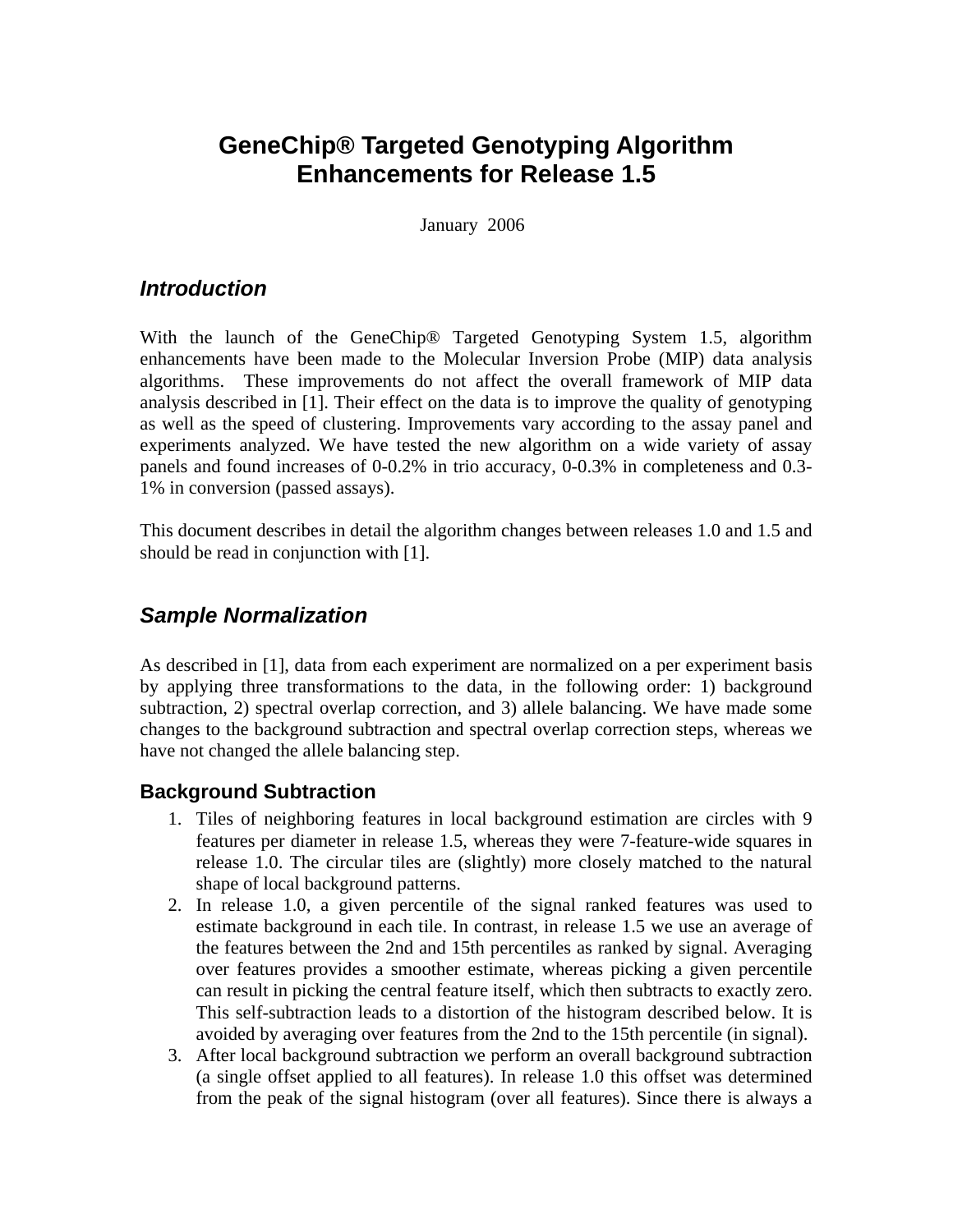# GeneChip® Targeted Genotyping Algorithm Enhancements for Release 1.5

January 2006

## *Introduction*

With the launch of the GeneChip® Targeted Genotyping System 1.5, algorithm enhancements have been made to the Molecular Inversion Probe (MIP) data analysis algorithms. These improvements do not affect the overall framework of MIP data analysis described in [1]. Their effect on the data is to improve the quality of genotyping as well as the speed of clustering. Improvements vary according to the assay panel and experiments analyzed. We have tested the new algorithm on a wide variety of assay panels and found increases of 0-0.2% in trio accuracy, 0-0.3% in completeness and 0.3-1% in conversion (passed assays).

This document describes in detail the algorithm changes between releases 1.0 and 1.5 and should be read in conjunction with [1].

## *Sample Normalization*

As described in [1], data from each experiment are normalized on a per experiment basis by applying three transformations to the data, in the following order: 1) background subtraction, 2) spectral overlap correction, and 3) allele balancing. We have made some changes to the background subtraction and spectral overlap correction steps, whereas we have not changed the allele balancing step.

### Background Subtraction

1. Tiles of neighboring features in local background estimation are circles with 9 features per diameter in release 1.5, whereas they were 7-feature-wide squares in release 1.0. The circular tiles are (slightly) more closely matched to the natural shape of local background patterns.
2. In release 1.0, a given percentile of the signal ranked features was used to estimate background in each tile. In contrast, in release 1.5 we use an average of the features between the 2nd and 15th percentiles as ranked by signal. Averaging over features provides a smoother estimate, whereas picking a given percentile can result in picking the central feature itself, which then subtracts to exactly zero. This self-subtraction leads to a distortion of the histogram described below. It is avoided by averaging over features from the 2nd to the 15th percentile (in signal).
3. After local background subtraction we perform an overall background subtraction (a single offset applied to all features). In release 1.0 this offset was determined from the peak of the signal histogram (over all features). Since there is always a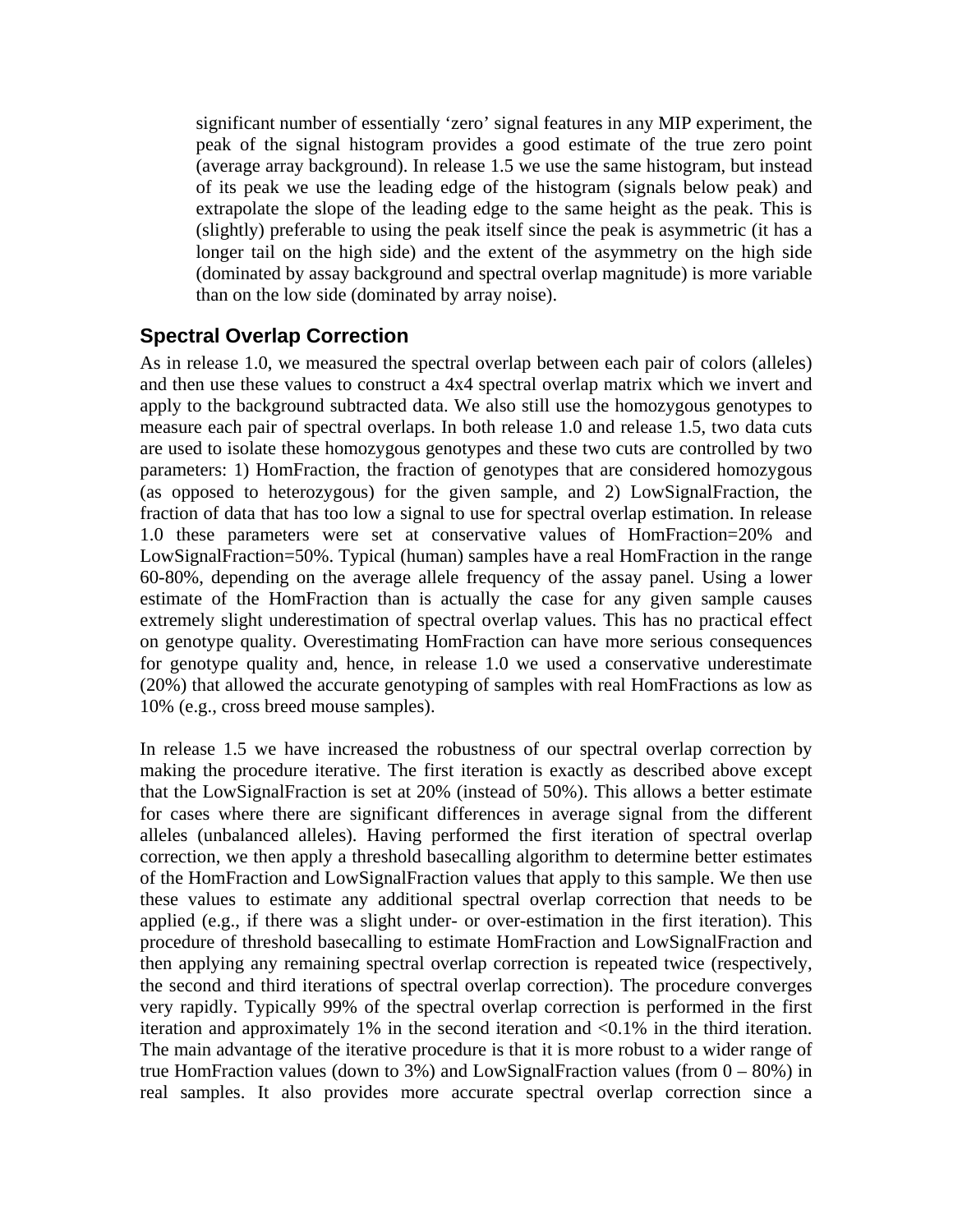significant number of essentially ‘zero’ signal features in any MIP experiment, the peak of the signal histogram provides a good estimate of the true zero point (average array background). In release 1.5 we use the same histogram, but instead of its peak we use the leading edge of the histogram (signals below peak) and extrapolate the slope of the leading edge to the same height as the peak. This is (slightly) preferable to using the peak itself since the peak is asymmetric (it has a longer tail on the high side) and the extent of the asymmetry on the high side (dominated by assay background and spectral overlap magnitude) is more variable than on the low side (dominated by array noise).

## Spectral Overlap Correction

As in release 1.0, we measured the spectral overlap between each pair of colors (alleles) and then use these values to construct a 4x4 spectral overlap matrix which we invert and apply to the background subtracted data. We also still use the homozygous genotypes to measure each pair of spectral overlaps. In both release 1.0 and release 1.5, two data cuts are used to isolate these homozygous genotypes and these two cuts are controlled by two parameters: 1) HomFraction, the fraction of genotypes that are considered homozygous (as opposed to heterozygous) for the given sample, and 2) LowSignalFraction, the fraction of data that has too low a signal to use for spectral overlap estimation. In release 1.0 these parameters were set at conservative values of HomFraction=20% and LowSignalFraction=50%. Typical (human) samples have a real HomFraction in the range 60-80%, depending on the average allele frequency of the assay panel. Using a lower estimate of the HomFraction than is actually the case for any given sample causes extremely slight underestimation of spectral overlap values. This has no practical effect on genotype quality. Overestimating HomFraction can have more serious consequences for genotype quality and, hence, in release 1.0 we used a conservative underestimate (20%) that allowed the accurate genotyping of samples with real HomFractions as low as 10% (e.g., cross breed mouse samples).

In release 1.5 we have increased the robustness of our spectral overlap correction by making the procedure iterative. The first iteration is exactly as described above except that the LowSignalFraction is set at 20% (instead of 50%). This allows a better estimate for cases where there are significant differences in average signal from the different alleles (unbalanced alleles). Having performed the first iteration of spectral overlap correction, we then apply a threshold basecalling algorithm to determine better estimates of the HomFraction and LowSignalFraction values that apply to this sample. We then use these values to estimate any additional spectral overlap correction that needs to be applied (e.g., if there was a slight under- or over-estimation in the first iteration). This procedure of threshold basecalling to estimate HomFraction and LowSignalFraction and then applying any remaining spectral overlap correction is repeated twice (respectively, the second and third iterations of spectral overlap correction). The procedure converges very rapidly. Typically 99% of the spectral overlap correction is performed in the first iteration and approximately 1% in the second iteration and <0.1% in the third iteration. The main advantage of the iterative procedure is that it is more robust to a wider range of true HomFraction values (down to 3%) and LowSignalFraction values (from 0 – 80%) in real samples. It also provides more accurate spectral overlap correction since a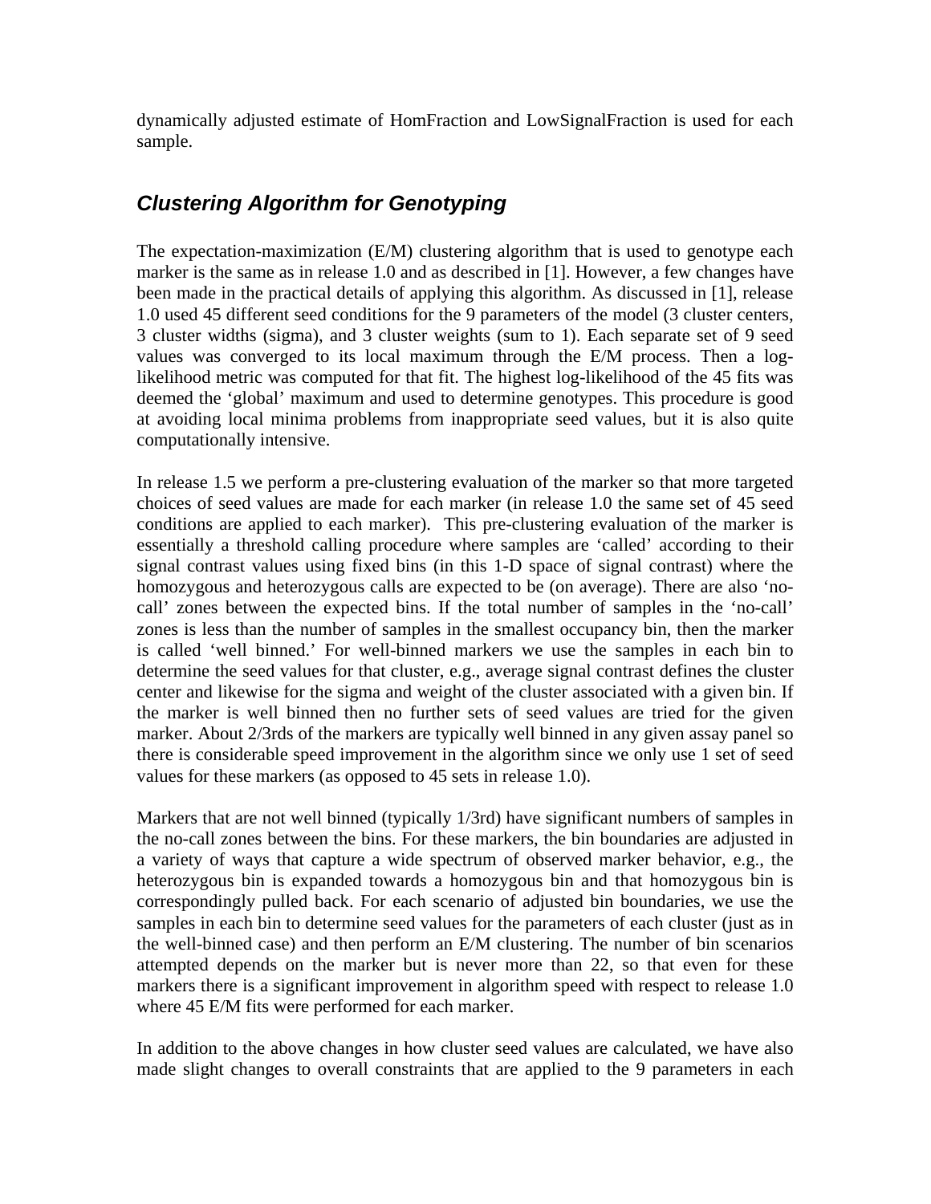dynamically adjusted estimate of HomFraction and LowSignalFraction is used for each sample.

## *Clustering Algorithm for Genotyping*

The expectation-maximization (E/M) clustering algorithm that is used to genotype each marker is the same as in release 1.0 and as described in [1]. However, a few changes have been made in the practical details of applying this algorithm. As discussed in [1], release 1.0 used 45 different seed conditions for the 9 parameters of the model (3 cluster centers, 3 cluster widths (sigma), and 3 cluster weights (sum to 1). Each separate set of 9 seed values was converged to its local maximum through the E/M process. Then a log-likelihood metric was computed for that fit. The highest log-likelihood of the 45 fits was deemed the 'global' maximum and used to determine genotypes. This procedure is good at avoiding local minima problems from inappropriate seed values, but it is also quite computationally intensive.

In release 1.5 we perform a pre-clustering evaluation of the marker so that more targeted choices of seed values are made for each marker (in release 1.0 the same set of 45 seed conditions are applied to each marker). This pre-clustering evaluation of the marker is essentially a threshold calling procedure where samples are 'called' according to their signal contrast values using fixed bins (in this 1-D space of signal contrast) where the homozygous and heterozygous calls are expected to be (on average). There are also 'no-call' zones between the expected bins. If the total number of samples in the 'no-call' zones is less than the number of samples in the smallest occupancy bin, then the marker is called 'well binned.' For well-binned markers we use the samples in each bin to determine the seed values for that cluster, e.g., average signal contrast defines the cluster center and likewise for the sigma and weight of the cluster associated with a given bin. If the marker is well binned then no further sets of seed values are tried for the given marker. About 2/3rds of the markers are typically well binned in any given assay panel so there is considerable speed improvement in the algorithm since we only use 1 set of seed values for these markers (as opposed to 45 sets in release 1.0).

Markers that are not well binned (typically 1/3rd) have significant numbers of samples in the no-call zones between the bins. For these markers, the bin boundaries are adjusted in a variety of ways that capture a wide spectrum of observed marker behavior, e.g., the heterozygous bin is expanded towards a homozygous bin and that homozygous bin is correspondingly pulled back. For each scenario of adjusted bin boundaries, we use the samples in each bin to determine seed values for the parameters of each cluster (just as in the well-binned case) and then perform an E/M clustering. The number of bin scenarios attempted depends on the marker but is never more than 22, so that even for these markers there is a significant improvement in algorithm speed with respect to release 1.0 where 45 E/M fits were performed for each marker.

In addition to the above changes in how cluster seed values are calculated, we have also made slight changes to overall constraints that are applied to the 9 parameters in each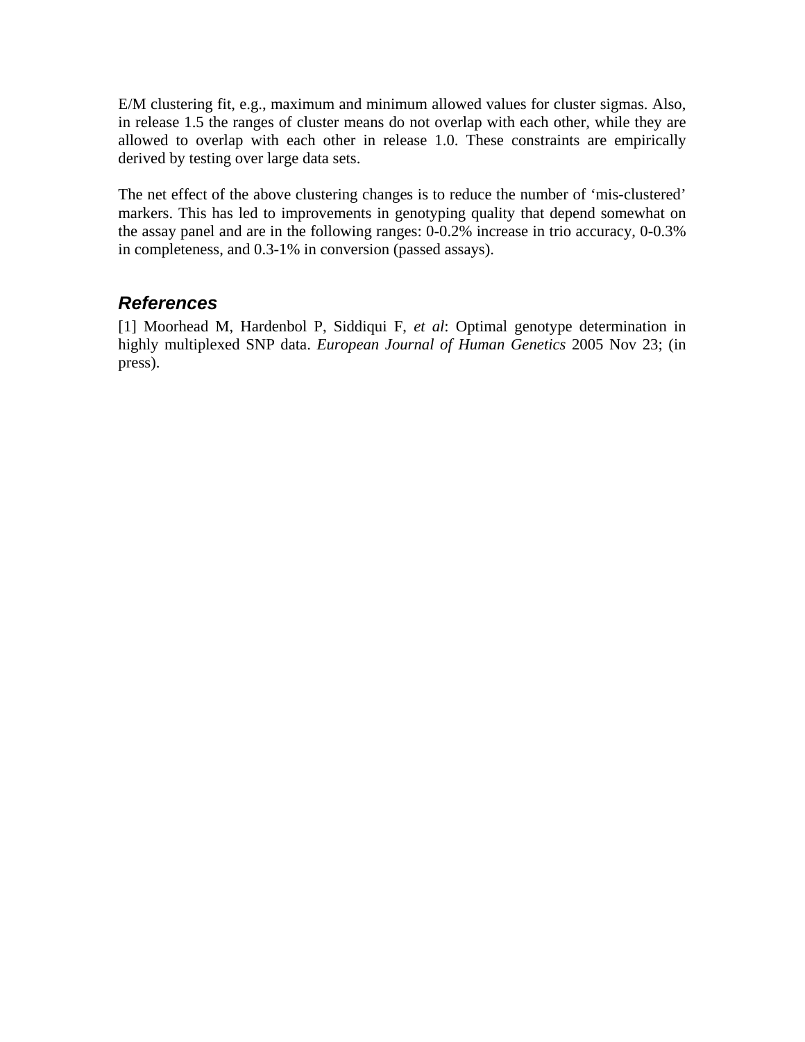E/M clustering fit, e.g., maximum and minimum allowed values for cluster sigmas. Also, in release 1.5 the ranges of cluster means do not overlap with each other, while they are allowed to overlap with each other in release 1.0. These constraints are empirically derived by testing over large data sets.

The net effect of the above clustering changes is to reduce the number of 'mis-clustered' markers. This has led to improvements in genotyping quality that depend somewhat on the assay panel and are in the following ranges: 0-0.2% increase in trio accuracy, 0-0.3% in completeness, and 0.3-1% in conversion (passed assays).

## *References*

[1] Moorhead M, Hardenbol P, Siddiqui F, *et al*: Optimal genotype determination in highly multiplexed SNP data. *European Journal of Human Genetics* 2005 Nov 23; (in press).